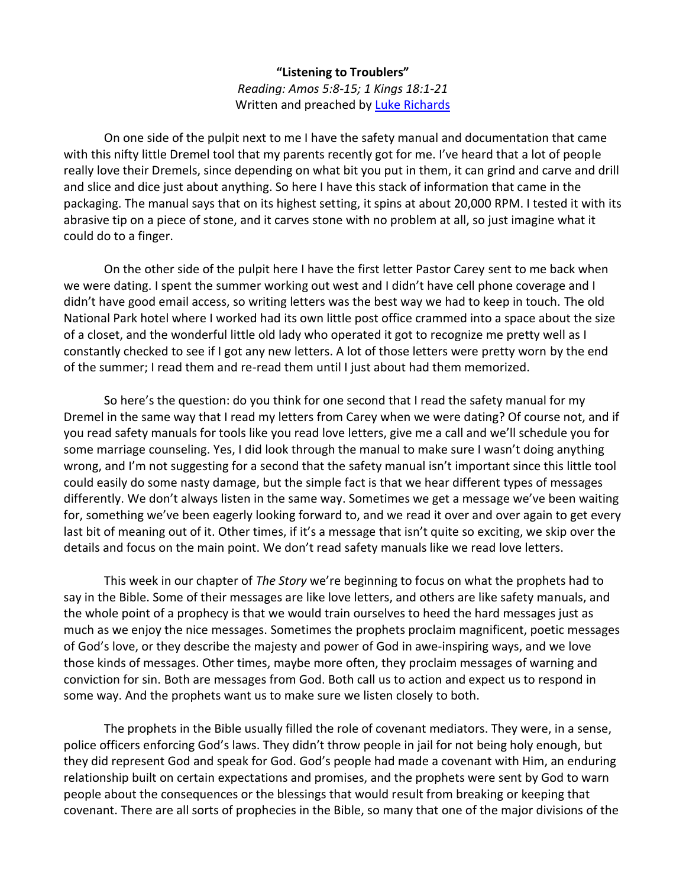**"Listening to Troublers"**

*Reading: Amos 5:8-15; 1 Kings 18:1-21*

Written and preached by Luke Richards

On one side of the pulpit next to me I have the safety manual and documentation that came with this nifty little Dremel tool that my parents recently got for me. I've heard that a lot of people really love their Dremels, since depending on what bit you put in them, it can grind and carve and drill and slice and dice just about anything. So here I have this stack of information that came in the packaging. The manual says that on its highest setting, it spins at about 20,000 RPM. I tested it with its abrasive tip on a piece of stone, and it carves stone with no problem at all, so just imagine what it could do to a finger.

On the other side of the pulpit here I have the first letter Pastor Carey sent to me back when we were dating. I spent the summer working out west and I didn't have cell phone coverage and I didn't have good email access, so writing letters was the best way we had to keep in touch. The old National Park hotel where I worked had its own little post office crammed into a space about the size of a closet, and the wonderful little old lady who operated it got to recognize me pretty well as I constantly checked to see if I got any new letters. A lot of those letters were pretty worn by the end of the summer; I read them and re-read them until I just about had them memorized.

So here's the question: do you think for one second that I read the safety manual for my Dremel in the same way that I read my letters from Carey when we were dating? Of course not, and if you read safety manuals for tools like you read love letters, give me a call and we'll schedule you for some marriage counseling. Yes, I did look through the manual to make sure I wasn't doing anything wrong, and I'm not suggesting for a second that the safety manual isn't important since this little tool could easily do some nasty damage, but the simple fact is that we hear different types of messages differently. We don't always listen in the same way. Sometimes we get a message we've been waiting for, something we've been eagerly looking forward to, and we read it over and over again to get every last bit of meaning out of it. Other times, if it's a message that isn't quite so exciting, we skip over the details and focus on the main point. We don't read safety manuals like we read love letters.

This week in our chapter of *The Story* we're beginning to focus on what the prophets had to say in the Bible. Some of their messages are like love letters, and others are like safety manuals, and the whole point of a prophecy is that we would train ourselves to heed the hard messages just as much as we enjoy the nice messages. Sometimes the prophets proclaim magnificent, poetic messages of God's love, or they describe the majesty and power of God in awe-inspiring ways, and we love those kinds of messages. Other times, maybe more often, they proclaim messages of warning and conviction for sin. Both are messages from God. Both call us to action and expect us to respond in some way. And the prophets want us to make sure we listen closely to both.

The prophets in the Bible usually filled the role of covenant mediators. They were, in a sense, police officers enforcing God's laws. They didn't throw people in jail for not being holy enough, but they did represent God and speak for God. God's people had made a covenant with Him, an enduring relationship built on certain expectations and promises, and the prophets were sent by God to warn people about the consequences or the blessings that would result from breaking or keeping that covenant. There are all sorts of prophecies in the Bible, so many that one of the major divisions of the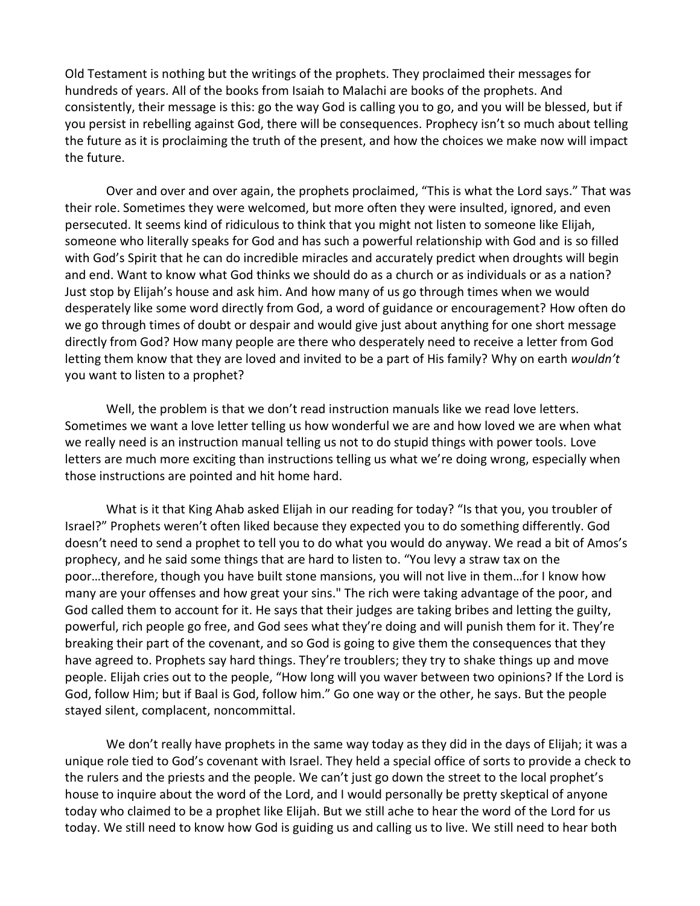Old Testament is nothing but the writings of the prophets. They proclaimed their messages for hundreds of years. All of the books from Isaiah to Malachi are books of the prophets. And consistently, their message is this: go the way God is calling you to go, and you will be blessed, but if you persist in rebelling against God, there will be consequences. Prophecy isn't so much about telling the future as it is proclaiming the truth of the present, and how the choices we make now will impact the future.

Over and over and over again, the prophets proclaimed, "This is what the Lord says." That was their role. Sometimes they were welcomed, but more often they were insulted, ignored, and even persecuted. It seems kind of ridiculous to think that you might not listen to someone like Elijah, someone who literally speaks for God and has such a powerful relationship with God and is so filled with God's Spirit that he can do incredible miracles and accurately predict when droughts will begin and end. Want to know what God thinks we should do as a church or as individuals or as a nation? Just stop by Elijah's house and ask him. And how many of us go through times when we would desperately like some word directly from God, a word of guidance or encouragement? How often do we go through times of doubt or despair and would give just about anything for one short message directly from God? How many people are there who desperately need to receive a letter from God letting them know that they are loved and invited to be a part of His family? Why on earth *wouldn't* you want to listen to a prophet?

Well, the problem is that we don't read instruction manuals like we read love letters. Sometimes we want a love letter telling us how wonderful we are and how loved we are when what we really need is an instruction manual telling us not to do stupid things with power tools. Love letters are much more exciting than instructions telling us what we're doing wrong, especially when those instructions are pointed and hit home hard.

What is it that King Ahab asked Elijah in our reading for today? "Is that you, you troubler of Israel?" Prophets weren't often liked because they expected you to do something differently. God doesn't need to send a prophet to tell you to do what you would do anyway. We read a bit of Amos's prophecy, and he said some things that are hard to listen to. "You levy a straw tax on the poor…therefore, though you have built stone mansions, you will not live in them…for I know how many are your offenses and how great your sins." The rich were taking advantage of the poor, and God called them to account for it. He says that their judges are taking bribes and letting the guilty, powerful, rich people go free, and God sees what they're doing and will punish them for it. They're breaking their part of the covenant, and so God is going to give them the consequences that they have agreed to. Prophets say hard things. They're troublers; they try to shake things up and move people. Elijah cries out to the people, "How long will you waver between two opinions? If the Lord is God, follow Him; but if Baal is God, follow him." Go one way or the other, he says. But the people stayed silent, complacent, noncommittal.

We don't really have prophets in the same way today as they did in the days of Elijah; it was a unique role tied to God's covenant with Israel. They held a special office of sorts to provide a check to the rulers and the priests and the people. We can't just go down the street to the local prophet's house to inquire about the word of the Lord, and I would personally be pretty skeptical of anyone today who claimed to be a prophet like Elijah. But we still ache to hear the word of the Lord for us today. We still need to know how God is guiding us and calling us to live. We still need to hear both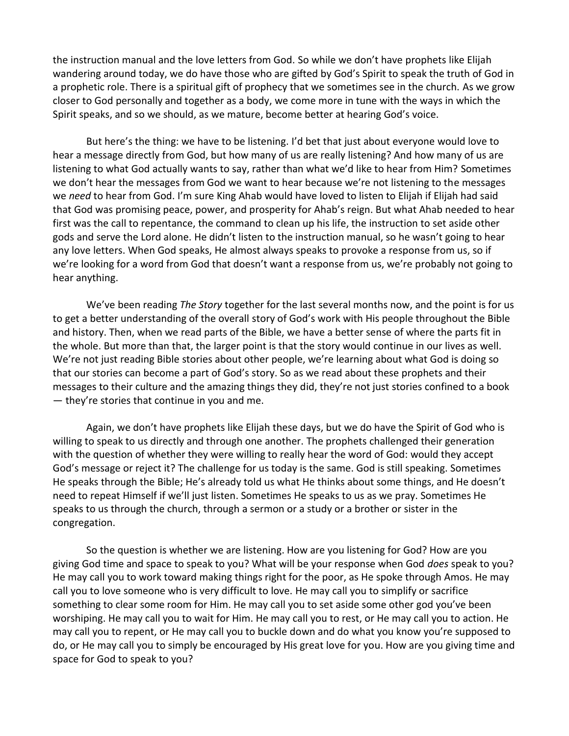the instruction manual and the love letters from God. So while we don't have prophets like Elijah wandering around today, we do have those who are gifted by God's Spirit to speak the truth of God in a prophetic role. There is a spiritual gift of prophecy that we sometimes see in the church. As we grow closer to God personally and together as a body, we come more in tune with the ways in which the Spirit speaks, and so we should, as we mature, become better at hearing God's voice.

But here's the thing: we have to be listening. I'd bet that just about everyone would love to hear a message directly from God, but how many of us are really listening? And how many of us are listening to what God actually wants to say, rather than what we'd like to hear from Him? Sometimes we don't hear the messages from God we want to hear because we're not listening to the messages we *need* to hear from God. I'm sure King Ahab would have loved to listen to Elijah if Elijah had said that God was promising peace, power, and prosperity for Ahab's reign. But what Ahab needed to hear first was the call to repentance, the command to clean up his life, the instruction to set aside other gods and serve the Lord alone. He didn't listen to the instruction manual, so he wasn't going to hear any love letters. When God speaks, He almost always speaks to provoke a response from us, so if we're looking for a word from God that doesn't want a response from us, we're probably not going to hear anything.

We've been reading *The Story* together for the last several months now, and the point is for us to get a better understanding of the overall story of God's work with His people throughout the Bible and history. Then, when we read parts of the Bible, we have a better sense of where the parts fit in the whole. But more than that, the larger point is that the story would continue in our lives as well. We're not just reading Bible stories about other people, we're learning about what God is doing so that our stories can become a part of God's story. So as we read about these prophets and their messages to their culture and the amazing things they did, they're not just stories confined to a book — they're stories that continue in you and me.

Again, we don't have prophets like Elijah these days, but we do have the Spirit of God who is willing to speak to us directly and through one another. The prophets challenged their generation with the question of whether they were willing to really hear the word of God: would they accept God's message or reject it? The challenge for us today is the same. God is still speaking. Sometimes He speaks through the Bible; He's already told us what He thinks about some things, and He doesn't need to repeat Himself if we'll just listen. Sometimes He speaks to us as we pray. Sometimes He speaks to us through the church, through a sermon or a study or a brother or sister in the congregation.

So the question is whether we are listening. How are you listening for God? How are you giving God time and space to speak to you? What will be your response when God *does* speak to you? He may call you to work toward making things right for the poor, as He spoke through Amos. He may call you to love someone who is very difficult to love. He may call you to simplify or sacrifice something to clear some room for Him. He may call you to set aside some other god you've been worshiping. He may call you to wait for Him. He may call you to rest, or He may call you to action. He may call you to repent, or He may call you to buckle down and do what you know you're supposed to do, or He may call you to simply be encouraged by His great love for you. How are you giving time and space for God to speak to you?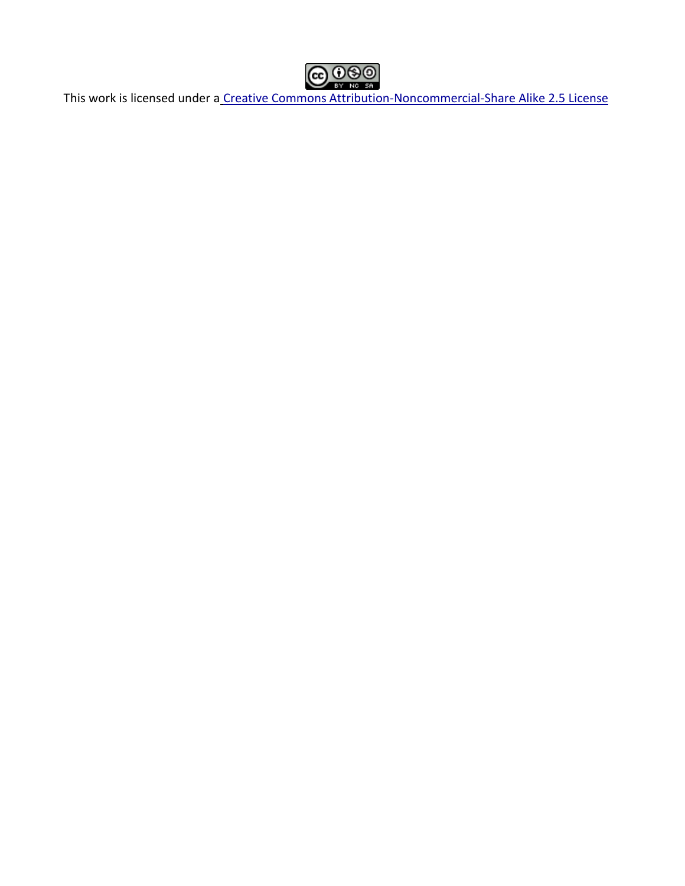This work is licensed under a Creative Commons Attribution-Noncommercial-Share Alike 2.5 License